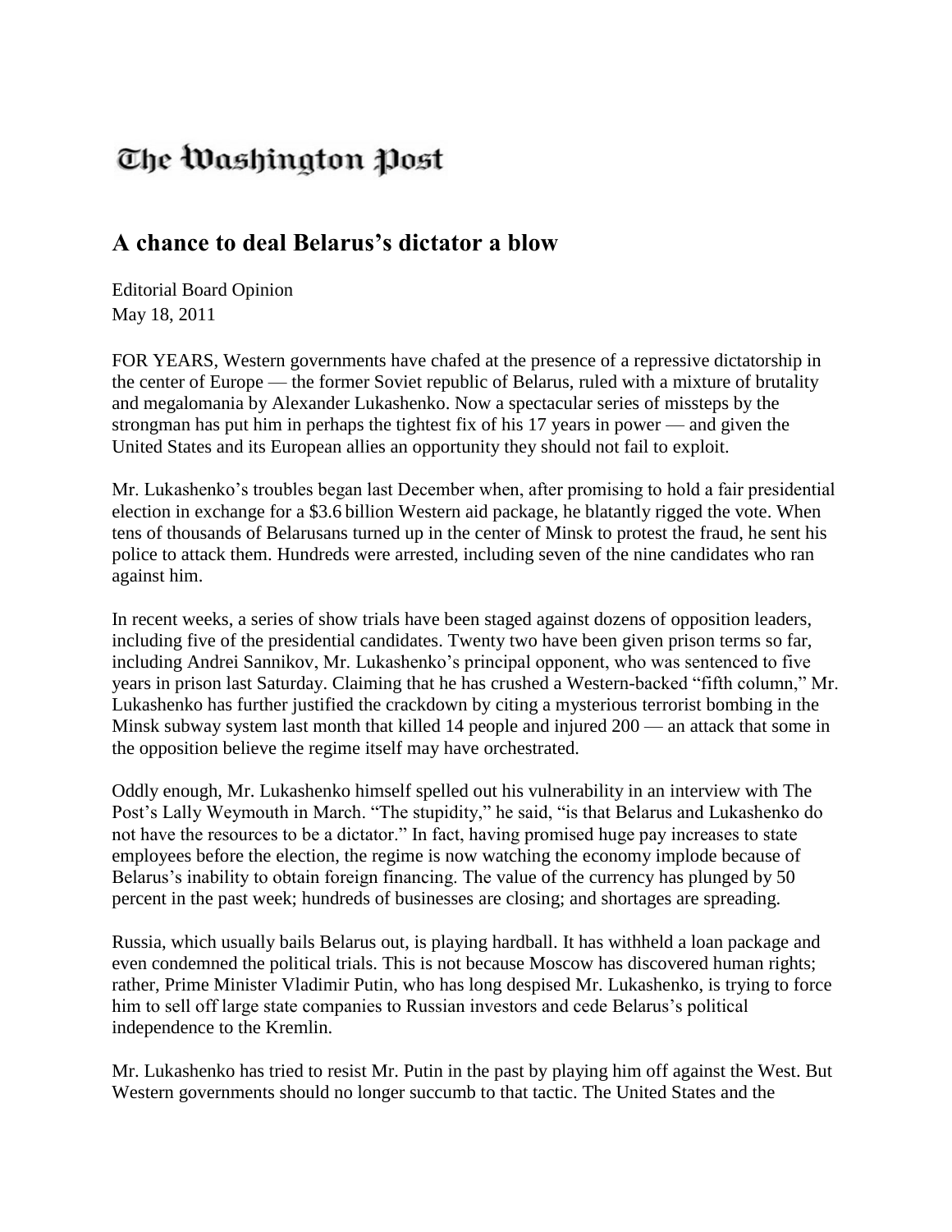The Washington Post

## A chance to deal Belarus's dictator a blow

Editorial Board Opinion
May 18, 2011

FOR YEARS, Western governments have chafed at the presence of a repressive dictatorship in the center of Europe — the former Soviet republic of Belarus, ruled with a mixture of brutality and megalomania by Alexander Lukashenko. Now a spectacular series of missteps by the strongman has put him in perhaps the tightest fix of his 17 years in power — and given the United States and its European allies an opportunity they should not fail to exploit.

Mr. Lukashenko's troubles began last December when, after promising to hold a fair presidential election in exchange for a $3.6 billion Western aid package, he blatantly rigged the vote. When tens of thousands of Belarusans turned up in the center of Minsk to protest the fraud, he sent his police to attack them. Hundreds were arrested, including seven of the nine candidates who ran against him.

In recent weeks, a series of show trials have been staged against dozens of opposition leaders, including five of the presidential candidates. Twenty two have been given prison terms so far, including Andrei Sannikov, Mr. Lukashenko's principal opponent, who was sentenced to five years in prison last Saturday. Claiming that he has crushed a Western-backed "fifth column," Mr. Lukashenko has further justified the crackdown by citing a mysterious terrorist bombing in the Minsk subway system last month that killed 14 people and injured 200 — an attack that some in the opposition believe the regime itself may have orchestrated.

Oddly enough, Mr. Lukashenko himself spelled out his vulnerability in an interview with The Post's Lally Weymouth in March. "The stupidity," he said, "is that Belarus and Lukashenko do not have the resources to be a dictator." In fact, having promised huge pay increases to state employees before the election, the regime is now watching the economy implode because of Belarus's inability to obtain foreign financing. The value of the currency has plunged by 50 percent in the past week; hundreds of businesses are closing; and shortages are spreading.

Russia, which usually bails Belarus out, is playing hardball. It has withheld a loan package and even condemned the political trials. This is not because Moscow has discovered human rights; rather, Prime Minister Vladimir Putin, who has long despised Mr. Lukashenko, is trying to force him to sell off large state companies to Russian investors and cede Belarus's political independence to the Kremlin.

Mr. Lukashenko has tried to resist Mr. Putin in the past by playing him off against the West. But Western governments should no longer succumb to that tactic. The United States and the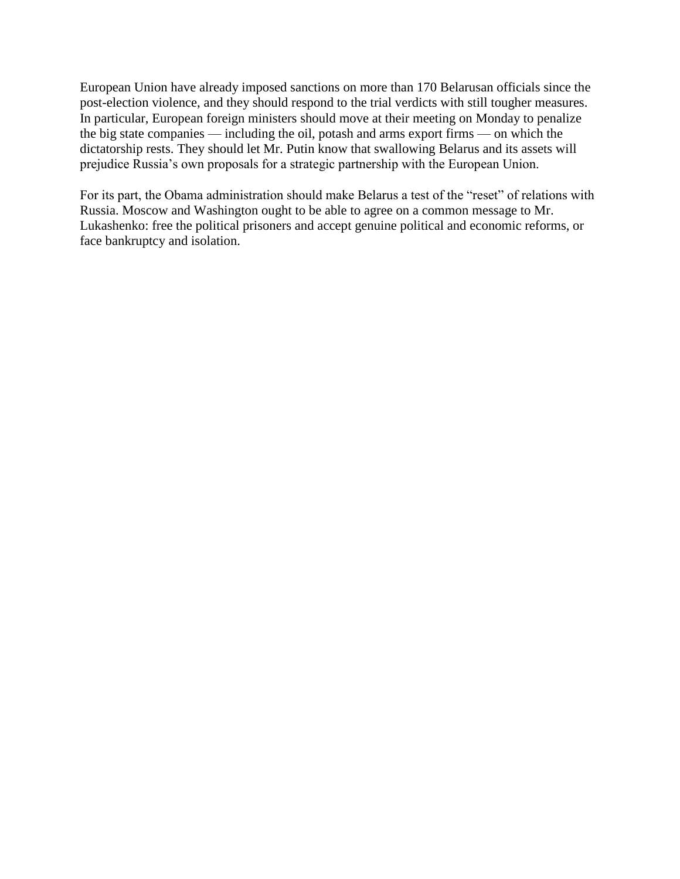European Union have already imposed sanctions on more than 170 Belarusan officials since the post-election violence, and they should respond to the trial verdicts with still tougher measures. In particular, European foreign ministers should move at their meeting on Monday to penalize the big state companies — including the oil, potash and arms export firms — on which the dictatorship rests. They should let Mr. Putin know that swallowing Belarus and its assets will prejudice Russia's own proposals for a strategic partnership with the European Union.

For its part, the Obama administration should make Belarus a test of the "reset" of relations with Russia. Moscow and Washington ought to be able to agree on a common message to Mr. Lukashenko: free the political prisoners and accept genuine political and economic reforms, or face bankruptcy and isolation.